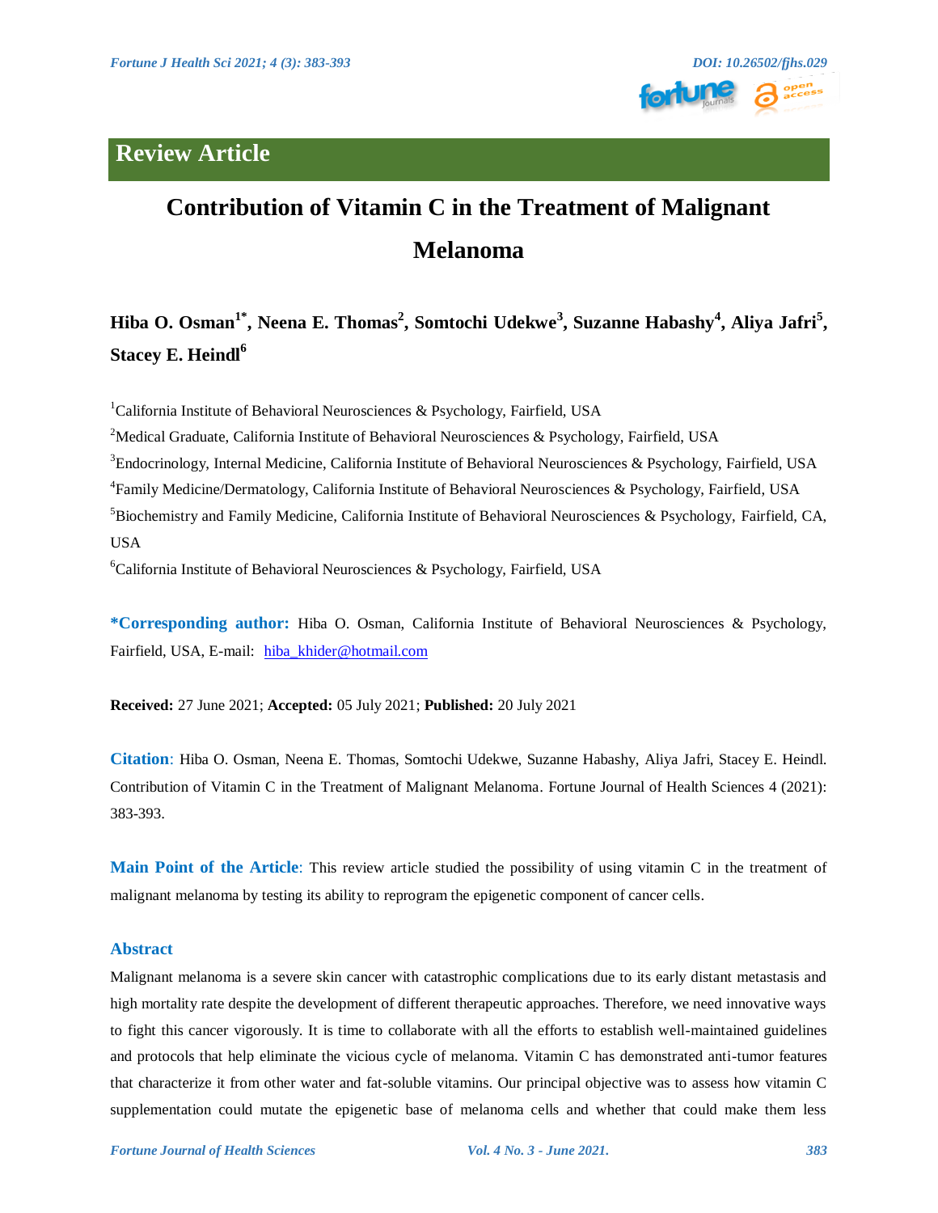Review Article

# Contribution of Vitamin C in the Treatment of Malignant Melanoma

**Hiba O. Osman[1*], Neena E. Thomas[2], Somtochi Udekwe[3], Suzanne Habashy[4], Aliya Jafri[5], Stacey E. Heindl[6]**

[1]California Institute of Behavioral Neurosciences & Psychology, Fairfield, USA

[2]Medical Graduate, California Institute of Behavioral Neurosciences & Psychology, Fairfield, USA

[3]Endocrinology, Internal Medicine, California Institute of Behavioral Neurosciences & Psychology, Fairfield, USA

[4]Family Medicine/Dermatology, California Institute of Behavioral Neurosciences & Psychology, Fairfield, USA

[5]Biochemistry and Family Medicine, California Institute of Behavioral Neurosciences & Psychology, Fairfield, CA, USA

[6]California Institute of Behavioral Neurosciences & Psychology, Fairfield, USA

**\*Corresponding author:** Hiba O. Osman, California Institute of Behavioral Neurosciences & Psychology, Fairfield, USA, E-mail: hiba_khider@hotmail.com

**Received:** 27 June 2021; **Accepted:** 05 July 2021; **Published:** 20 July 2021

**Citation**: Hiba O. Osman, Neena E. Thomas, Somtochi Udekwe, Suzanne Habashy, Aliya Jafri, Stacey E. Heindl. Contribution of Vitamin C in the Treatment of Malignant Melanoma. Fortune Journal of Health Sciences 4 (2021): 383-393.

**Main Point of the Article**: This review article studied the possibility of using vitamin C in the treatment of malignant melanoma by testing its ability to reprogram the epigenetic component of cancer cells.

## Abstract

Malignant melanoma is a severe skin cancer with catastrophic complications due to its early distant metastasis and high mortality rate despite the development of different therapeutic approaches. Therefore, we need innovative ways to fight this cancer vigorously. It is time to collaborate with all the efforts to establish well-maintained guidelines and protocols that help eliminate the vicious cycle of melanoma. Vitamin C has demonstrated anti-tumor features that characterize it from other water and fat-soluble vitamins. Our principal objective was to assess how vitamin C supplementation could mutate the epigenetic base of melanoma cells and whether that could make them less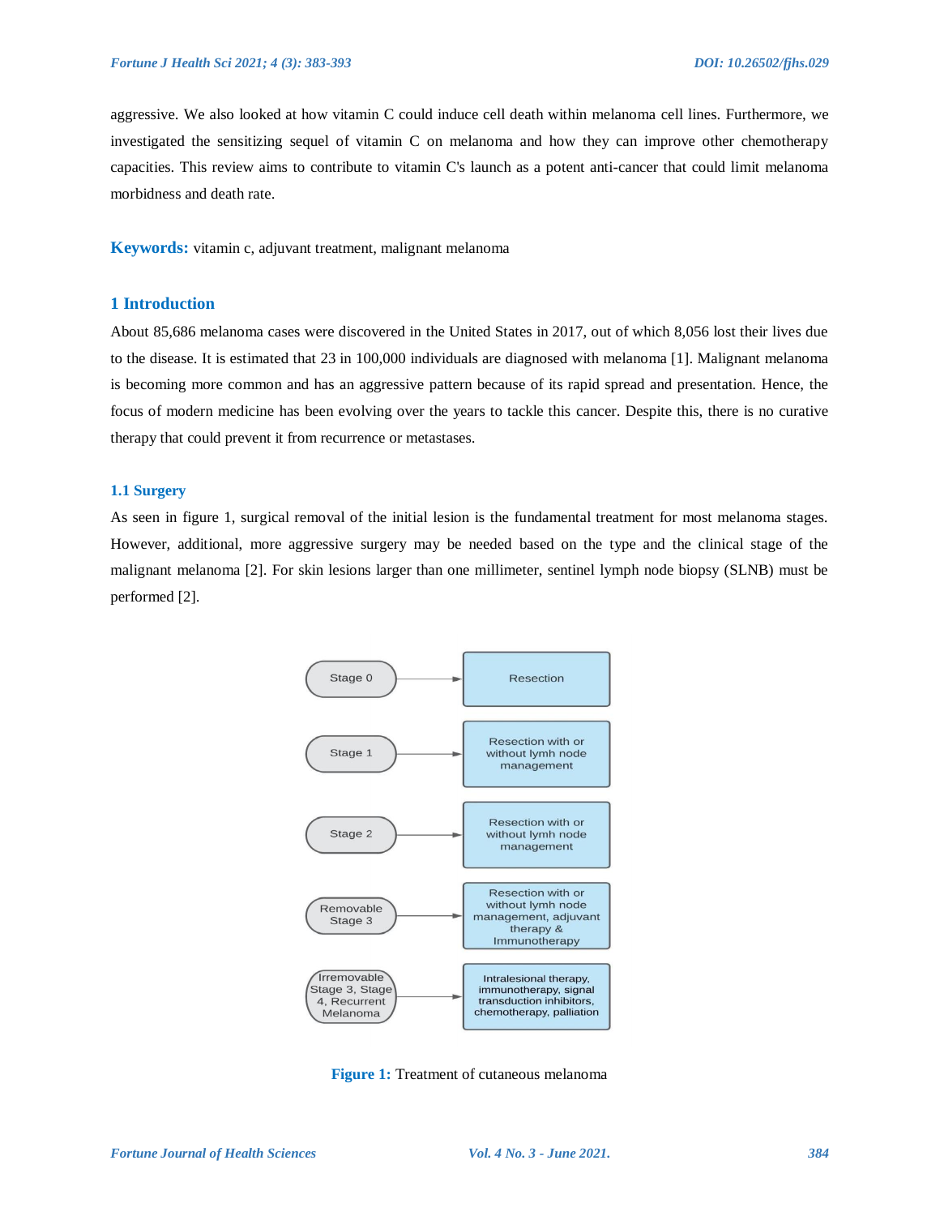aggressive. We also looked at how vitamin C could induce cell death within melanoma cell lines. Furthermore, we investigated the sensitizing sequel of vitamin C on melanoma and how they can improve other chemotherapy capacities. This review aims to contribute to vitamin C's launch as a potent anti-cancer that could limit melanoma morbidness and death rate.

**Keywords:** vitamin c, adjuvant treatment, malignant melanoma

## 1 Introduction

About 85,686 melanoma cases were discovered in the United States in 2017, out of which 8,056 lost their lives due to the disease. It is estimated that 23 in 100,000 individuals are diagnosed with melanoma [1]. Malignant melanoma is becoming more common and has an aggressive pattern because of its rapid spread and presentation. Hence, the focus of modern medicine has been evolving over the years to tackle this cancer. Despite this, there is no curative therapy that could prevent it from recurrence or metastases.

### 1.1 Surgery

As seen in figure 1, surgical removal of the initial lesion is the fundamental treatment for most melanoma stages. However, additional, more aggressive surgery may be needed based on the type and the clinical stage of the malignant melanoma [2]. For skin lesions larger than one millimeter, sentinel lymph node biopsy (SLNB) must be performed [2].

| Stage | Treatment |
|---|---|
| Stage 0 | Resection |
| Stage 1 | Resection with or without lymh node management |
| Stage 2 | Resection with or without lymh node management |
| Removable Stage 3 | Resection with or without lymh node management, adjuvant therapy & Immunotherapy |
| Irremovable Stage 3, Stage 4, Recurrent Melanoma | Intralesional therapy, immunotherapy, signal transduction inhibitors, chemotherapy, palliation |

**Figure 1:** Treatment of cutaneous melanoma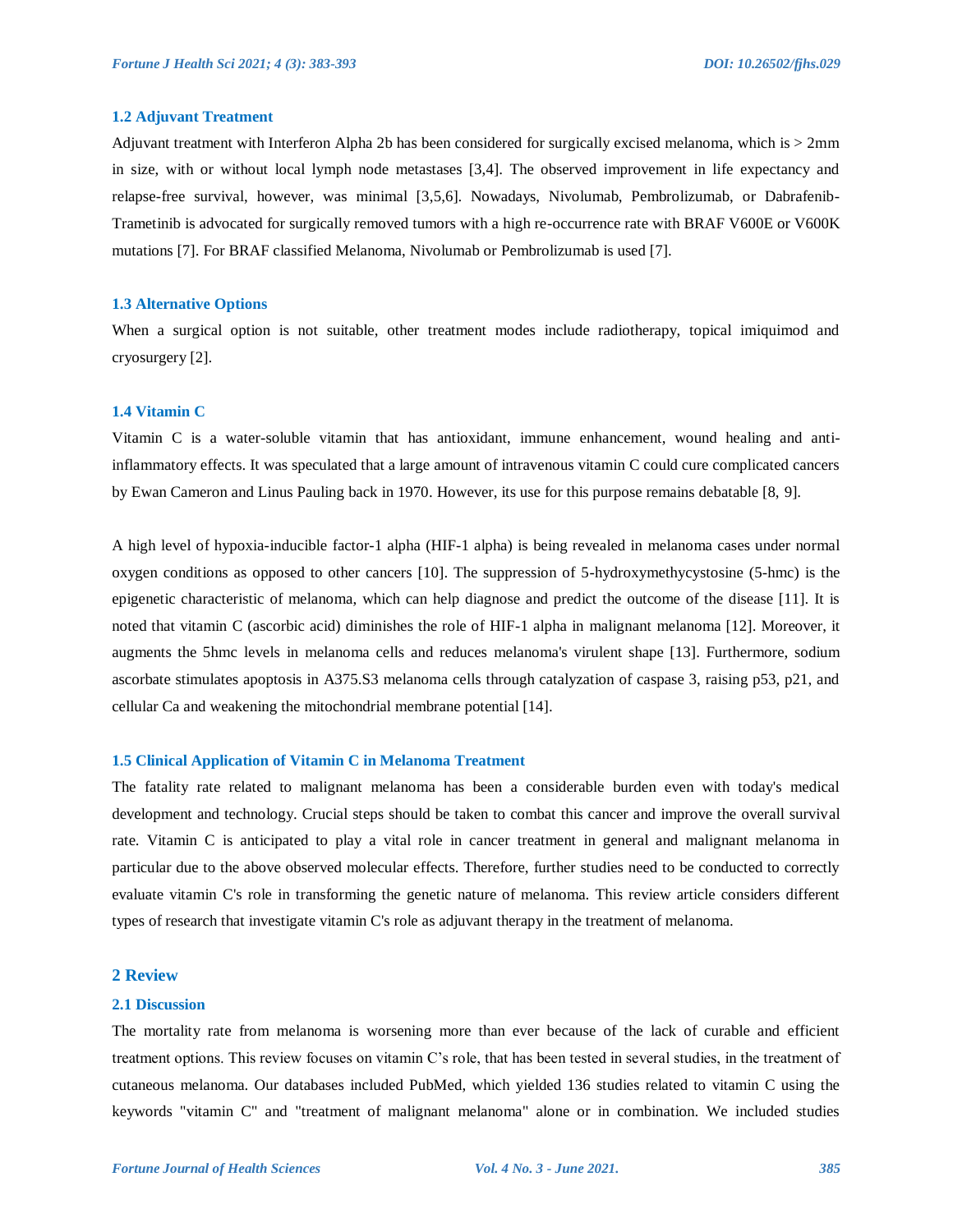### 1.2 Adjuvant Treatment

Adjuvant treatment with Interferon Alpha 2b has been considered for surgically excised melanoma, which is > 2mm in size, with or without local lymph node metastases [3,4]. The observed improvement in life expectancy and relapse-free survival, however, was minimal [3,5,6]. Nowadays, Nivolumab, Pembrolizumab, or Dabrafenib-Trametinib is advocated for surgically removed tumors with a high re-occurrence rate with BRAF V600E or V600K mutations [7]. For BRAF classified Melanoma, Nivolumab or Pembrolizumab is used [7].

### 1.3 Alternative Options

When a surgical option is not suitable, other treatment modes include radiotherapy, topical imiquimod and cryosurgery [2].

### 1.4 Vitamin C

Vitamin C is a water-soluble vitamin that has antioxidant, immune enhancement, wound healing and anti-inflammatory effects. It was speculated that a large amount of intravenous vitamin C could cure complicated cancers by Ewan Cameron and Linus Pauling back in 1970. However, its use for this purpose remains debatable [8, 9].

A high level of hypoxia-inducible factor-1 alpha (HIF-1 alpha) is being revealed in melanoma cases under normal oxygen conditions as opposed to other cancers [10]. The suppression of 5-hydroxymethycystosine (5-hmc) is the epigenetic characteristic of melanoma, which can help diagnose and predict the outcome of the disease [11]. It is noted that vitamin C (ascorbic acid) diminishes the role of HIF-1 alpha in malignant melanoma [12]. Moreover, it augments the 5hmc levels in melanoma cells and reduces melanoma's virulent shape [13]. Furthermore, sodium ascorbate stimulates apoptosis in A375.S3 melanoma cells through catalyzation of caspase 3, raising p53, p21, and cellular Ca and weakening the mitochondrial membrane potential [14].

### 1.5 Clinical Application of Vitamin C in Melanoma Treatment

The fatality rate related to malignant melanoma has been a considerable burden even with today's medical development and technology. Crucial steps should be taken to combat this cancer and improve the overall survival rate. Vitamin C is anticipated to play a vital role in cancer treatment in general and malignant melanoma in particular due to the above observed molecular effects. Therefore, further studies need to be conducted to correctly evaluate vitamin C's role in transforming the genetic nature of melanoma. This review article considers different types of research that investigate vitamin C's role as adjuvant therapy in the treatment of melanoma.

## 2 Review

### 2.1 Discussion

The mortality rate from melanoma is worsening more than ever because of the lack of curable and efficient treatment options. This review focuses on vitamin C's role, that has been tested in several studies, in the treatment of cutaneous melanoma. Our databases included PubMed, which yielded 136 studies related to vitamin C using the keywords "vitamin C" and "treatment of malignant melanoma" alone or in combination. We included studies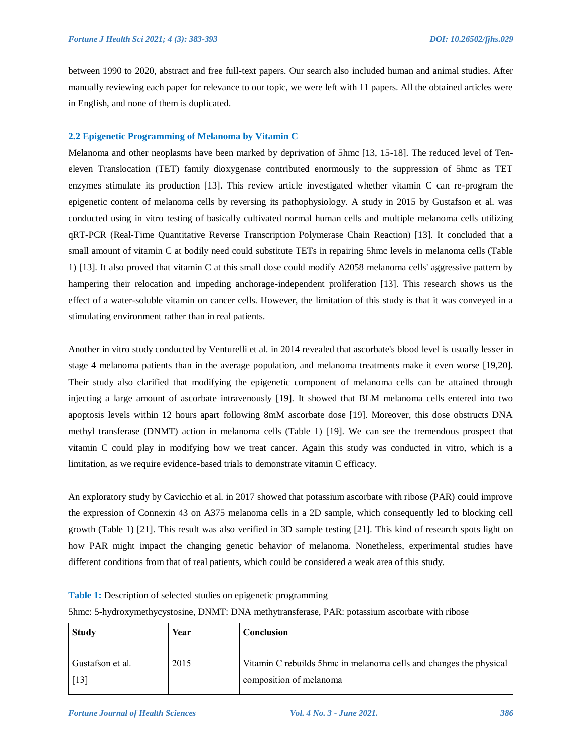between 1990 to 2020, abstract and free full-text papers. Our search also included human and animal studies. After manually reviewing each paper for relevance to our topic, we were left with 11 papers. All the obtained articles were in English, and none of them is duplicated.

### 2.2 Epigenetic Programming of Melanoma by Vitamin C

Melanoma and other neoplasms have been marked by deprivation of 5hmc [13, 15-18]. The reduced level of Ten-eleven Translocation (TET) family dioxygenase contributed enormously to the suppression of 5hmc as TET enzymes stimulate its production [13]. This review article investigated whether vitamin C can re-program the epigenetic content of melanoma cells by reversing its pathophysiology. A study in 2015 by Gustafson et al. was conducted using in vitro testing of basically cultivated normal human cells and multiple melanoma cells utilizing qRT-PCR (Real-Time Quantitative Reverse Transcription Polymerase Chain Reaction) [13]. It concluded that a small amount of vitamin C at bodily need could substitute TETs in repairing 5hmc levels in melanoma cells (Table 1) [13]. It also proved that vitamin C at this small dose could modify A2058 melanoma cells' aggressive pattern by hampering their relocation and impeding anchorage-independent proliferation [13]. This research shows us the effect of a water-soluble vitamin on cancer cells. However, the limitation of this study is that it was conveyed in a stimulating environment rather than in real patients.

Another in vitro study conducted by Venturelli et al. in 2014 revealed that ascorbate's blood level is usually lesser in stage 4 melanoma patients than in the average population, and melanoma treatments make it even worse [19,20]. Their study also clarified that modifying the epigenetic component of melanoma cells can be attained through injecting a large amount of ascorbate intravenously [19]. It showed that BLM melanoma cells entered into two apoptosis levels within 12 hours apart following 8mM ascorbate dose [19]. Moreover, this dose obstructs DNA methyl transferase (DNMT) action in melanoma cells (Table 1) [19]. We can see the tremendous prospect that vitamin C could play in modifying how we treat cancer. Again this study was conducted in vitro, which is a limitation, as we require evidence-based trials to demonstrate vitamin C efficacy.

An exploratory study by Cavicchio et al. in 2017 showed that potassium ascorbate with ribose (PAR) could improve the expression of Connexin 43 on A375 melanoma cells in a 2D sample, which consequently led to blocking cell growth (Table 1) [21]. This result was also verified in 3D sample testing [21]. This kind of research spots light on how PAR might impact the changing genetic behavior of melanoma. Nonetheless, experimental studies have different conditions from that of real patients, which could be considered a weak area of this study.

**Table 1:** Description of selected studies on epigenetic programming

5hmc: 5-hydroxymethycystosine, DNMT: DNA methyltransferase, PAR: potassium ascorbate with ribose

| Study | Year | Conclusion |
|---|---|---|
| Gustafson et al. [13] | 2015 | Vitamin C rebuilds 5hmc in melanoma cells and changes the physical composition of melanoma |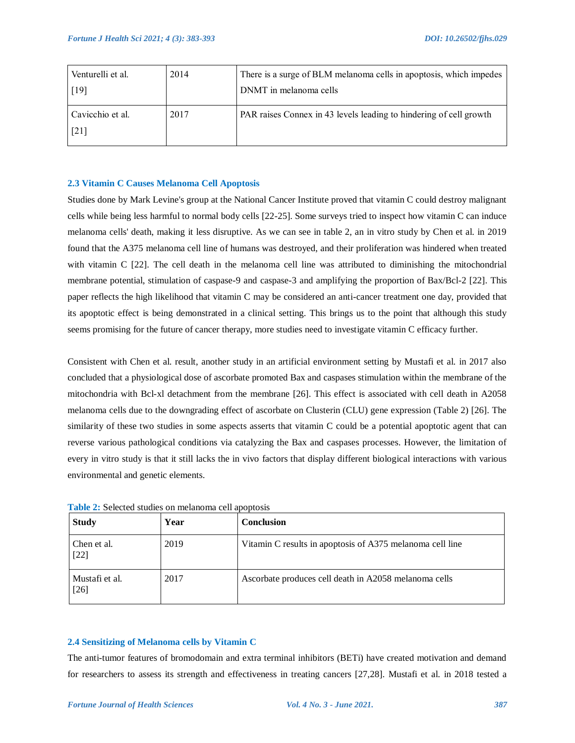| | | |
|---|---|---|
| Venturelli et al. [19] | 2014 | There is a surge of BLM melanoma cells in apoptosis, which impedes DNMT in melanoma cells |
| Cavicchio et al. [21] | 2017 | PAR raises Connex in 43 levels leading to hindering of cell growth |

### 2.3 Vitamin C Causes Melanoma Cell Apoptosis

Studies done by Mark Levine's group at the National Cancer Institute proved that vitamin C could destroy malignant cells while being less harmful to normal body cells [22-25]. Some surveys tried to inspect how vitamin C can induce melanoma cells' death, making it less disruptive. As we can see in table 2, an in vitro study by Chen et al. in 2019 found that the A375 melanoma cell line of humans was destroyed, and their proliferation was hindered when treated with vitamin C [22]. The cell death in the melanoma cell line was attributed to diminishing the mitochondrial membrane potential, stimulation of caspase-9 and caspase-3 and amplifying the proportion of Bax/Bcl-2 [22]. This paper reflects the high likelihood that vitamin C may be considered an anti-cancer treatment one day, provided that its apoptotic effect is being demonstrated in a clinical setting. This brings us to the point that although this study seems promising for the future of cancer therapy, more studies need to investigate vitamin C efficacy further.

Consistent with Chen et al. result, another study in an artificial environment setting by Mustafi et al. in 2017 also concluded that a physiological dose of ascorbate promoted Bax and caspases stimulation within the membrane of the mitochondria with Bcl-xl detachment from the membrane [26]. This effect is associated with cell death in A2058 melanoma cells due to the downgrading effect of ascorbate on Clusterin (CLU) gene expression (Table 2) [26]. The similarity of these two studies in some aspects asserts that vitamin C could be a potential apoptotic agent that can reverse various pathological conditions via catalyzing the Bax and caspases processes. However, the limitation of every in vitro study is that it still lacks the in vivo factors that display different biological interactions with various environmental and genetic elements.

**Table 2:** Selected studies on melanoma cell apoptosis

| Study | Year | Conclusion |
|---|---|---|
| Chen et al. [22] | 2019 | Vitamin C results in apoptosis of A375 melanoma cell line |
| Mustafi et al. [26] | 2017 | Ascorbate produces cell death in A2058 melanoma cells |

### 2.4 Sensitizing of Melanoma cells by Vitamin C

The anti-tumor features of bromodomain and extra terminal inhibitors (BETi) have created motivation and demand for researchers to assess its strength and effectiveness in treating cancers [27,28]. Mustafi et al. in 2018 tested a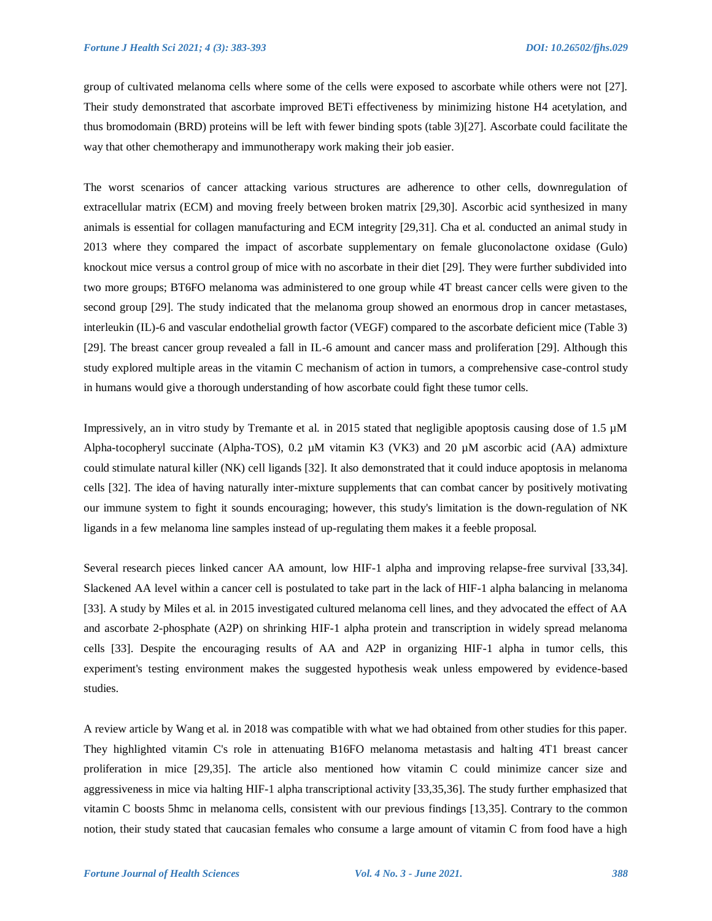group of cultivated melanoma cells where some of the cells were exposed to ascorbate while others were not [27]. Their study demonstrated that ascorbate improved BETi effectiveness by minimizing histone H4 acetylation, and thus bromodomain (BRD) proteins will be left with fewer binding spots (table 3)[27]. Ascorbate could facilitate the way that other chemotherapy and immunotherapy work making their job easier.

The worst scenarios of cancer attacking various structures are adherence to other cells, downregulation of extracellular matrix (ECM) and moving freely between broken matrix [29,30]. Ascorbic acid synthesized in many animals is essential for collagen manufacturing and ECM integrity [29,31]. Cha et al. conducted an animal study in 2013 where they compared the impact of ascorbate supplementary on female gluconolactone oxidase (Gulo) knockout mice versus a control group of mice with no ascorbate in their diet [29]. They were further subdivided into two more groups; BT6FO melanoma was administered to one group while 4T breast cancer cells were given to the second group [29]. The study indicated that the melanoma group showed an enormous drop in cancer metastases, interleukin (IL)-6 and vascular endothelial growth factor (VEGF) compared to the ascorbate deficient mice (Table 3) [29]. The breast cancer group revealed a fall in IL-6 amount and cancer mass and proliferation [29]. Although this study explored multiple areas in the vitamin C mechanism of action in tumors, a comprehensive case-control study in humans would give a thorough understanding of how ascorbate could fight these tumor cells.

Impressively, an in vitro study by Tremante et al. in 2015 stated that negligible apoptosis causing dose of 1.5 µM Alpha-tocopheryl succinate (Alpha-TOS), 0.2 µM vitamin K3 (VK3) and 20 µM ascorbic acid (AA) admixture could stimulate natural killer (NK) cell ligands [32]. It also demonstrated that it could induce apoptosis in melanoma cells [32]. The idea of having naturally inter-mixture supplements that can combat cancer by positively motivating our immune system to fight it sounds encouraging; however, this study's limitation is the down-regulation of NK ligands in a few melanoma line samples instead of up-regulating them makes it a feeble proposal.

Several research pieces linked cancer AA amount, low HIF-1 alpha and improving relapse-free survival [33,34]. Slackened AA level within a cancer cell is postulated to take part in the lack of HIF-1 alpha balancing in melanoma [33]. A study by Miles et al. in 2015 investigated cultured melanoma cell lines, and they advocated the effect of AA and ascorbate 2-phosphate (A2P) on shrinking HIF-1 alpha protein and transcription in widely spread melanoma cells [33]. Despite the encouraging results of AA and A2P in organizing HIF-1 alpha in tumor cells, this experiment's testing environment makes the suggested hypothesis weak unless empowered by evidence-based studies.

A review article by Wang et al. in 2018 was compatible with what we had obtained from other studies for this paper. They highlighted vitamin C's role in attenuating B16FO melanoma metastasis and halting 4T1 breast cancer proliferation in mice [29,35]. The article also mentioned how vitamin C could minimize cancer size and aggressiveness in mice via halting HIF-1 alpha transcriptional activity [33,35,36]. The study further emphasized that vitamin C boosts 5hmc in melanoma cells, consistent with our previous findings [13,35]. Contrary to the common notion, their study stated that caucasian females who consume a large amount of vitamin C from food have a high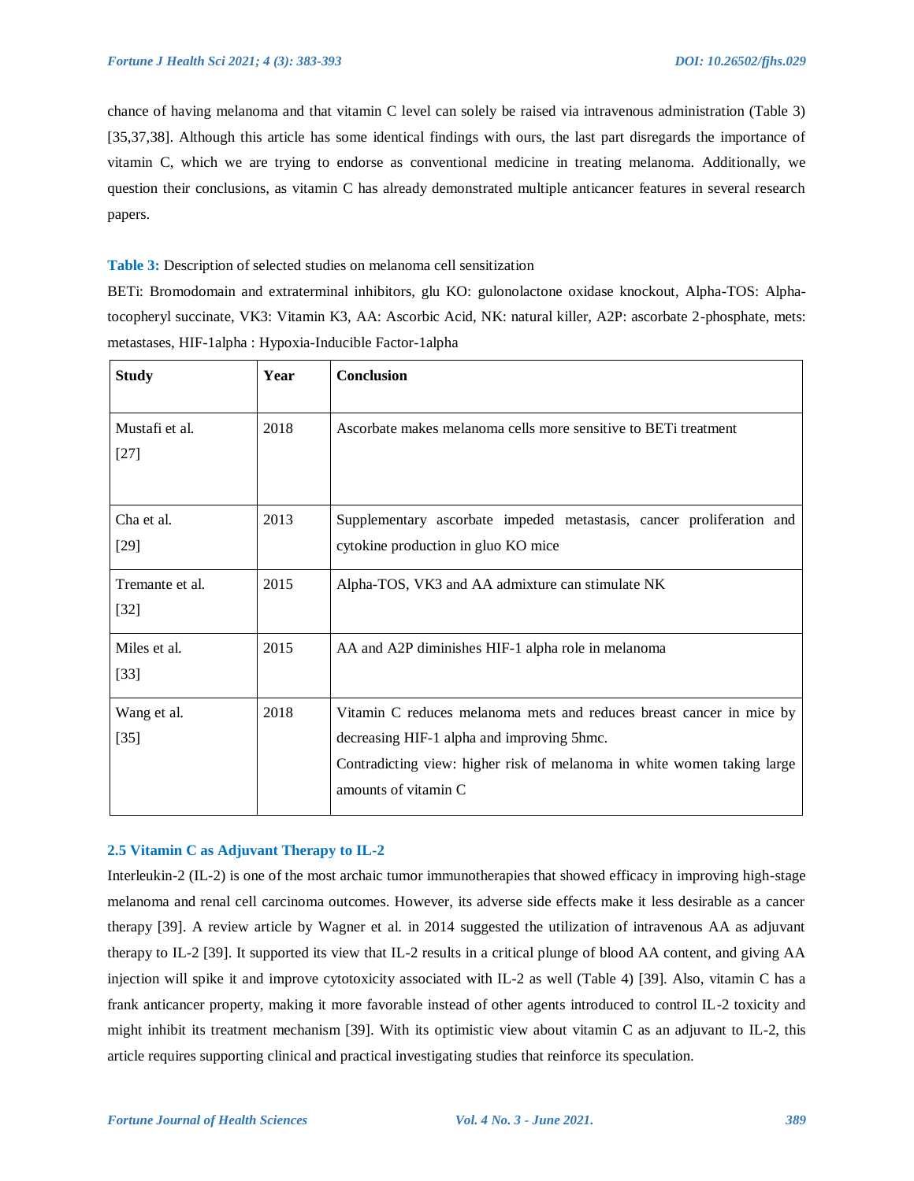chance of having melanoma and that vitamin C level can solely be raised via intravenous administration (Table 3) [35,37,38]. Although this article has some identical findings with ours, the last part disregards the importance of vitamin C, which we are trying to endorse as conventional medicine in treating melanoma. Additionally, we question their conclusions, as vitamin C has already demonstrated multiple anticancer features in several research papers.

**Table 3:** Description of selected studies on melanoma cell sensitization

BETi: Bromodomain and extraterminal inhibitors, glu KO: gulonolactone oxidase knockout, Alpha-TOS: Alpha-tocopheryl succinate, VK3: Vitamin K3, AA: Ascorbic Acid, NK: natural killer, A2P: ascorbate 2-phosphate, mets: metastases, HIF-1alpha : Hypoxia-Inducible Factor-1alpha

| Study | Year | Conclusion |
|---|---|---|
| Mustafi et al. [27] | 2018 | Ascorbate makes melanoma cells more sensitive to BETi treatment |
| Cha et al. [29] | 2013 | Supplementary ascorbate impeded metastasis, cancer proliferation and cytokine production in gluo KO mice |
| Tremante et al. [32] | 2015 | Alpha-TOS, VK3 and AA admixture can stimulate NK |
| Miles et al. [33] | 2015 | AA and A2P diminishes HIF-1 alpha role in melanoma |
| Wang et al. [35] | 2018 | Vitamin C reduces melanoma mets and reduces breast cancer in mice by decreasing HIF-1 alpha and improving 5hmc. Contradicting view: higher risk of melanoma in white women taking large amounts of vitamin C |

### 2.5 Vitamin C as Adjuvant Therapy to IL-2

Interleukin-2 (IL-2) is one of the most archaic tumor immunotherapies that showed efficacy in improving high-stage melanoma and renal cell carcinoma outcomes. However, its adverse side effects make it less desirable as a cancer therapy [39]. A review article by Wagner et al. in 2014 suggested the utilization of intravenous AA as adjuvant therapy to IL-2 [39]. It supported its view that IL-2 results in a critical plunge of blood AA content, and giving AA injection will spike it and improve cytotoxicity associated with IL-2 as well (Table 4) [39]. Also, vitamin C has a frank anticancer property, making it more favorable instead of other agents introduced to control IL-2 toxicity and might inhibit its treatment mechanism [39]. With its optimistic view about vitamin C as an adjuvant to IL-2, this article requires supporting clinical and practical investigating studies that reinforce its speculation.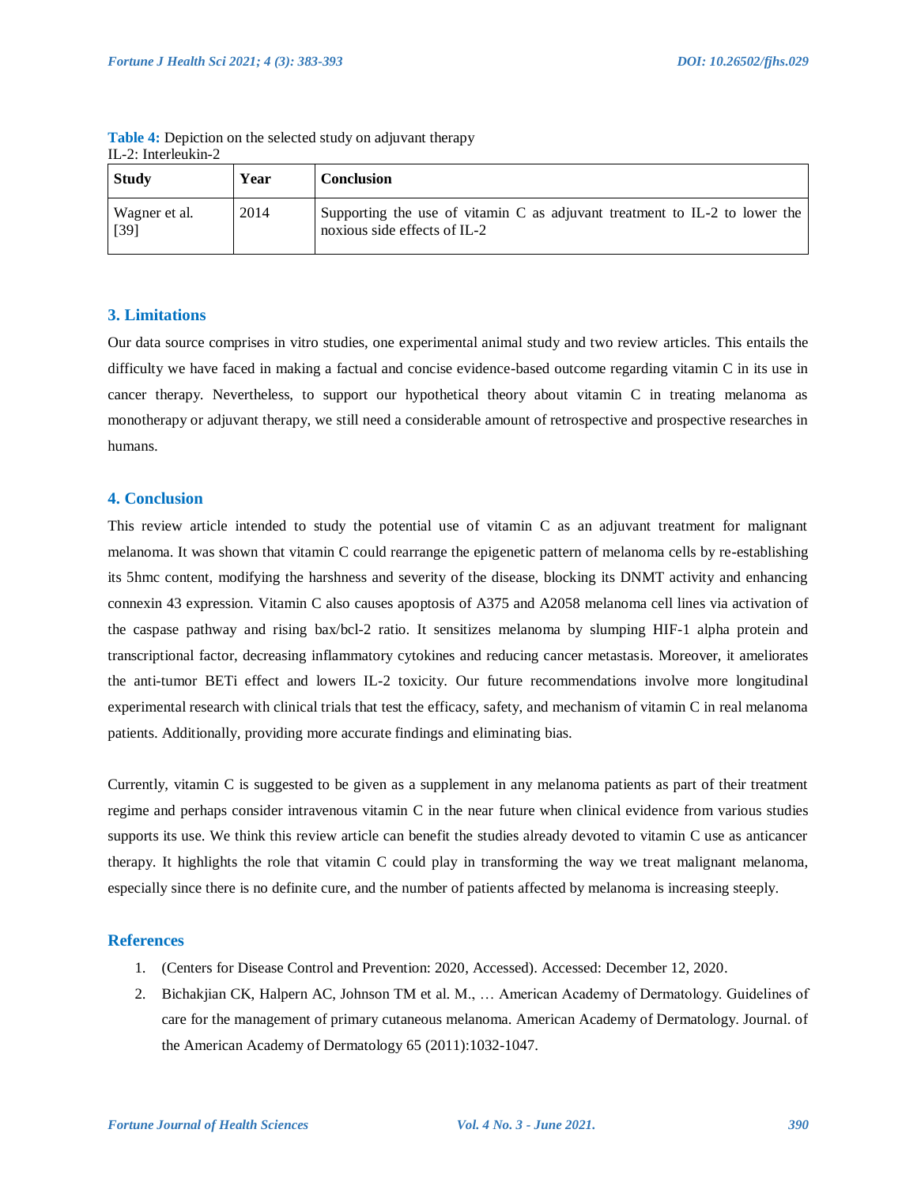**Table 4:** Depiction on the selected study on adjuvant therapy

IL-2: Interleukin-2

| Study | Year | Conclusion |
| --- | --- | --- |
| Wagner et al. [39] | 2014 | Supporting the use of vitamin C as adjuvant treatment to IL-2 to lower the noxious side effects of IL-2 |

## 3. Limitations

Our data source comprises in vitro studies, one experimental animal study and two review articles. This entails the difficulty we have faced in making a factual and concise evidence-based outcome regarding vitamin C in its use in cancer therapy. Nevertheless, to support our hypothetical theory about vitamin C in treating melanoma as monotherapy or adjuvant therapy, we still need a considerable amount of retrospective and prospective researches in humans.

## 4. Conclusion

This review article intended to study the potential use of vitamin C as an adjuvant treatment for malignant melanoma. It was shown that vitamin C could rearrange the epigenetic pattern of melanoma cells by re-establishing its 5hmc content, modifying the harshness and severity of the disease, blocking its DNMT activity and enhancing connexin 43 expression. Vitamin C also causes apoptosis of A375 and A2058 melanoma cell lines via activation of the caspase pathway and rising bax/bcl-2 ratio. It sensitizes melanoma by slumping HIF-1 alpha protein and transcriptional factor, decreasing inflammatory cytokines and reducing cancer metastasis. Moreover, it ameliorates the anti-tumor BETi effect and lowers IL-2 toxicity. Our future recommendations involve more longitudinal experimental research with clinical trials that test the efficacy, safety, and mechanism of vitamin C in real melanoma patients. Additionally, providing more accurate findings and eliminating bias.

Currently, vitamin C is suggested to be given as a supplement in any melanoma patients as part of their treatment regime and perhaps consider intravenous vitamin C in the near future when clinical evidence from various studies supports its use. We think this review article can benefit the studies already devoted to vitamin C use as anticancer therapy. It highlights the role that vitamin C could play in transforming the way we treat malignant melanoma, especially since there is no definite cure, and the number of patients affected by melanoma is increasing steeply.

## References

1. (Centers for Disease Control and Prevention: 2020, Accessed). Accessed: December 12, 2020.
2. Bichakjian CK, Halpern AC, Johnson TM et al. M., … American Academy of Dermatology. Guidelines of care for the management of primary cutaneous melanoma. American Academy of Dermatology. Journal. of the American Academy of Dermatology 65 (2011):1032-1047.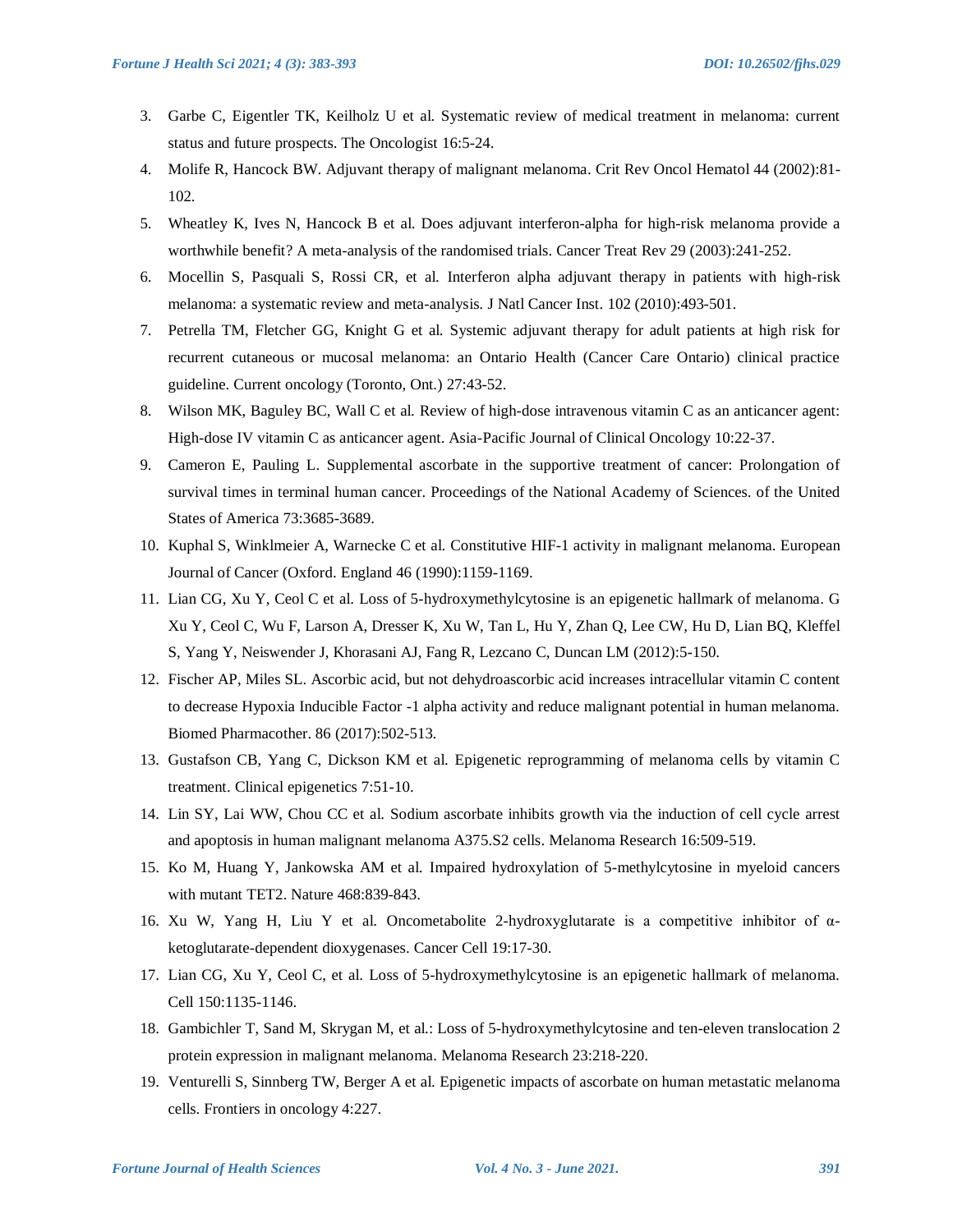3. Garbe C, Eigentler TK, Keilholz U et al. Systematic review of medical treatment in melanoma: current status and future prospects. The Oncologist 16:5-24.
4. Molife R, Hancock BW. Adjuvant therapy of malignant melanoma. Crit Rev Oncol Hematol 44 (2002):81-102.
5. Wheatley K, Ives N, Hancock B et al. Does adjuvant interferon-alpha for high-risk melanoma provide a worthwhile benefit? A meta-analysis of the randomised trials. Cancer Treat Rev 29 (2003):241-252.
6. Mocellin S, Pasquali S, Rossi CR, et al. Interferon alpha adjuvant therapy in patients with high-risk melanoma: a systematic review and meta-analysis. J Natl Cancer Inst. 102 (2010):493-501.
7. Petrella TM, Fletcher GG, Knight G et al. Systemic adjuvant therapy for adult patients at high risk for recurrent cutaneous or mucosal melanoma: an Ontario Health (Cancer Care Ontario) clinical practice guideline. Current oncology (Toronto, Ont.) 27:43-52.
8. Wilson MK, Baguley BC, Wall C et al. Review of high-dose intravenous vitamin C as an anticancer agent: High-dose IV vitamin C as anticancer agent. Asia-Pacific Journal of Clinical Oncology 10:22-37.
9. Cameron E, Pauling L. Supplemental ascorbate in the supportive treatment of cancer: Prolongation of survival times in terminal human cancer. Proceedings of the National Academy of Sciences. of the United States of America 73:3685-3689.
10. Kuphal S, Winklmeier A, Warnecke C et al. Constitutive HIF-1 activity in malignant melanoma. European Journal of Cancer (Oxford. England 46 (1990):1159-1169.
11. Lian CG, Xu Y, Ceol C et al. Loss of 5-hydroxymethylcytosine is an epigenetic hallmark of melanoma. G Xu Y, Ceol C, Wu F, Larson A, Dresser K, Xu W, Tan L, Hu Y, Zhan Q, Lee CW, Hu D, Lian BQ, Kleffel S, Yang Y, Neiswender J, Khorasani AJ, Fang R, Lezcano C, Duncan LM (2012):5-150.
12. Fischer AP, Miles SL. Ascorbic acid, but not dehydroascorbic acid increases intracellular vitamin C content to decrease Hypoxia Inducible Factor -1 alpha activity and reduce malignant potential in human melanoma. Biomed Pharmacother. 86 (2017):502-513.
13. Gustafson CB, Yang C, Dickson KM et al. Epigenetic reprogramming of melanoma cells by vitamin C treatment. Clinical epigenetics 7:51-10.
14. Lin SY, Lai WW, Chou CC et al. Sodium ascorbate inhibits growth via the induction of cell cycle arrest and apoptosis in human malignant melanoma A375.S2 cells. Melanoma Research 16:509-519.
15. Ko M, Huang Y, Jankowska AM et al. Impaired hydroxylation of 5-methylcytosine in myeloid cancers with mutant TET2. Nature 468:839-843.
16. Xu W, Yang H, Liu Y et al. Oncometabolite 2-hydroxyglutarate is a competitive inhibitor of α-ketoglutarate-dependent dioxygenases. Cancer Cell 19:17-30.
17. Lian CG, Xu Y, Ceol C, et al. Loss of 5-hydroxymethylcytosine is an epigenetic hallmark of melanoma. Cell 150:1135-1146.
18. Gambichler T, Sand M, Skrygan M, et al.: Loss of 5-hydroxymethylcytosine and ten-eleven translocation 2 protein expression in malignant melanoma. Melanoma Research 23:218-220.
19. Venturelli S, Sinnberg TW, Berger A et al. Epigenetic impacts of ascorbate on human metastatic melanoma cells. Frontiers in oncology 4:227.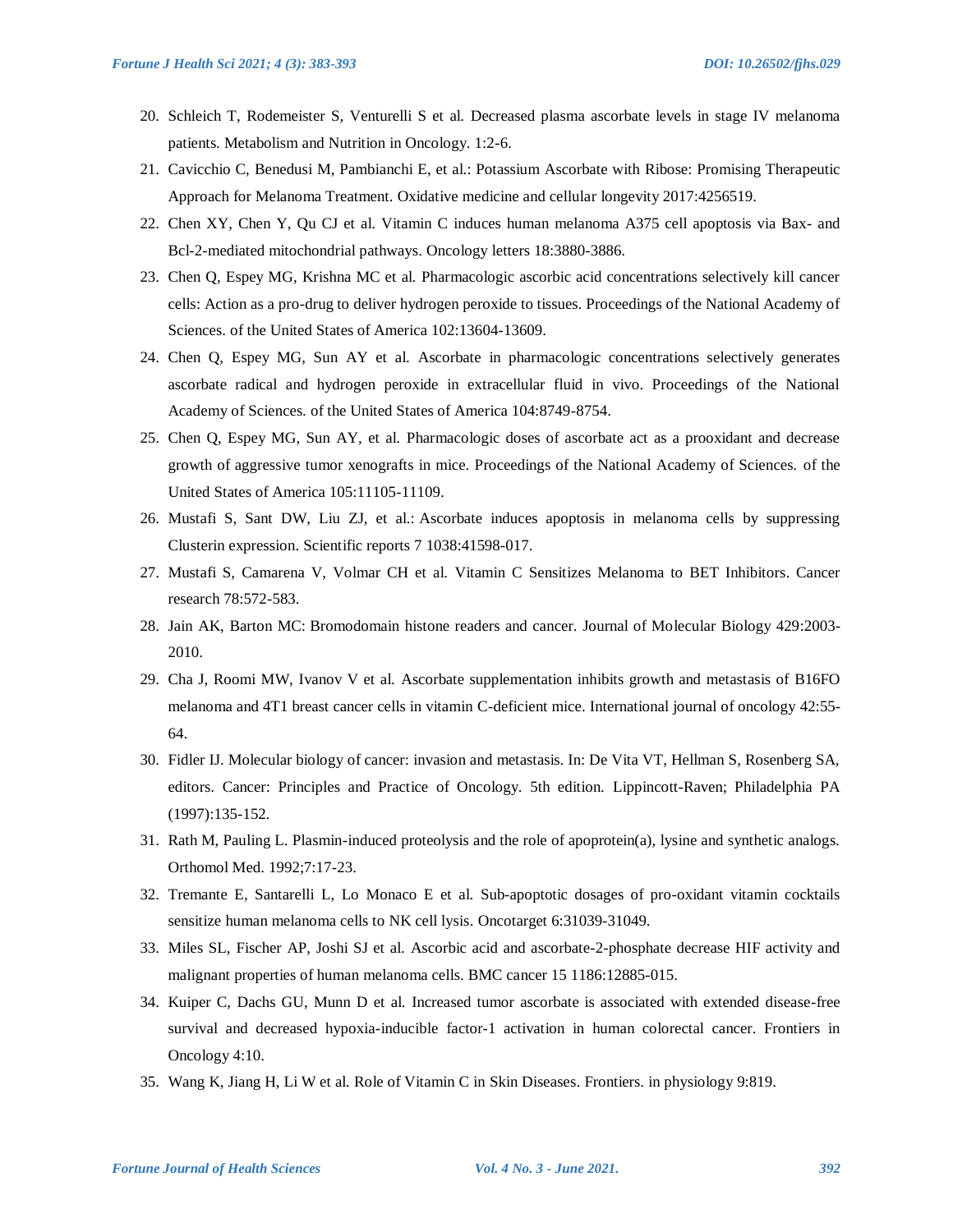20. Schleich T, Rodemeister S, Venturelli S et al. Decreased plasma ascorbate levels in stage IV melanoma patients. Metabolism and Nutrition in Oncology. 1:2-6.
21. Cavicchio C, Benedusi M, Pambianchi E, et al.: Potassium Ascorbate with Ribose: Promising Therapeutic Approach for Melanoma Treatment. Oxidative medicine and cellular longevity 2017:4256519.
22. Chen XY, Chen Y, Qu CJ et al. Vitamin C induces human melanoma A375 cell apoptosis via Bax- and Bcl-2-mediated mitochondrial pathways. Oncology letters 18:3880-3886.
23. Chen Q, Espey MG, Krishna MC et al. Pharmacologic ascorbic acid concentrations selectively kill cancer cells: Action as a pro-drug to deliver hydrogen peroxide to tissues. Proceedings of the National Academy of Sciences. of the United States of America 102:13604-13609.
24. Chen Q, Espey MG, Sun AY et al. Ascorbate in pharmacologic concentrations selectively generates ascorbate radical and hydrogen peroxide in extracellular fluid in vivo. Proceedings of the National Academy of Sciences. of the United States of America 104:8749-8754.
25. Chen Q, Espey MG, Sun AY, et al. Pharmacologic doses of ascorbate act as a prooxidant and decrease growth of aggressive tumor xenografts in mice. Proceedings of the National Academy of Sciences. of the United States of America 105:11105-11109.
26. Mustafi S, Sant DW, Liu ZJ, et al.: Ascorbate induces apoptosis in melanoma cells by suppressing Clusterin expression. Scientific reports 7 1038:41598-017.
27. Mustafi S, Camarena V, Volmar CH et al. Vitamin C Sensitizes Melanoma to BET Inhibitors. Cancer research 78:572-583.
28. Jain AK, Barton MC: Bromodomain histone readers and cancer. Journal of Molecular Biology 429:2003-2010.
29. Cha J, Roomi MW, Ivanov V et al. Ascorbate supplementation inhibits growth and metastasis of B16FO melanoma and 4T1 breast cancer cells in vitamin C-deficient mice. International journal of oncology 42:55-64.
30. Fidler IJ. Molecular biology of cancer: invasion and metastasis. In: De Vita VT, Hellman S, Rosenberg SA, editors. Cancer: Principles and Practice of Oncology. 5th edition. Lippincott-Raven; Philadelphia PA (1997):135-152.
31. Rath M, Pauling L. Plasmin-induced proteolysis and the role of apoprotein(a), lysine and synthetic analogs. Orthomol Med. 1992;7:17-23.
32. Tremante E, Santarelli L, Lo Monaco E et al. Sub-apoptotic dosages of pro-oxidant vitamin cocktails sensitize human melanoma cells to NK cell lysis. Oncotarget 6:31039-31049.
33. Miles SL, Fischer AP, Joshi SJ et al. Ascorbic acid and ascorbate-2-phosphate decrease HIF activity and malignant properties of human melanoma cells. BMC cancer 15 1186:12885-015.
34. Kuiper C, Dachs GU, Munn D et al. Increased tumor ascorbate is associated with extended disease-free survival and decreased hypoxia-inducible factor-1 activation in human colorectal cancer. Frontiers in Oncology 4:10.
35. Wang K, Jiang H, Li W et al. Role of Vitamin C in Skin Diseases. Frontiers. in physiology 9:819.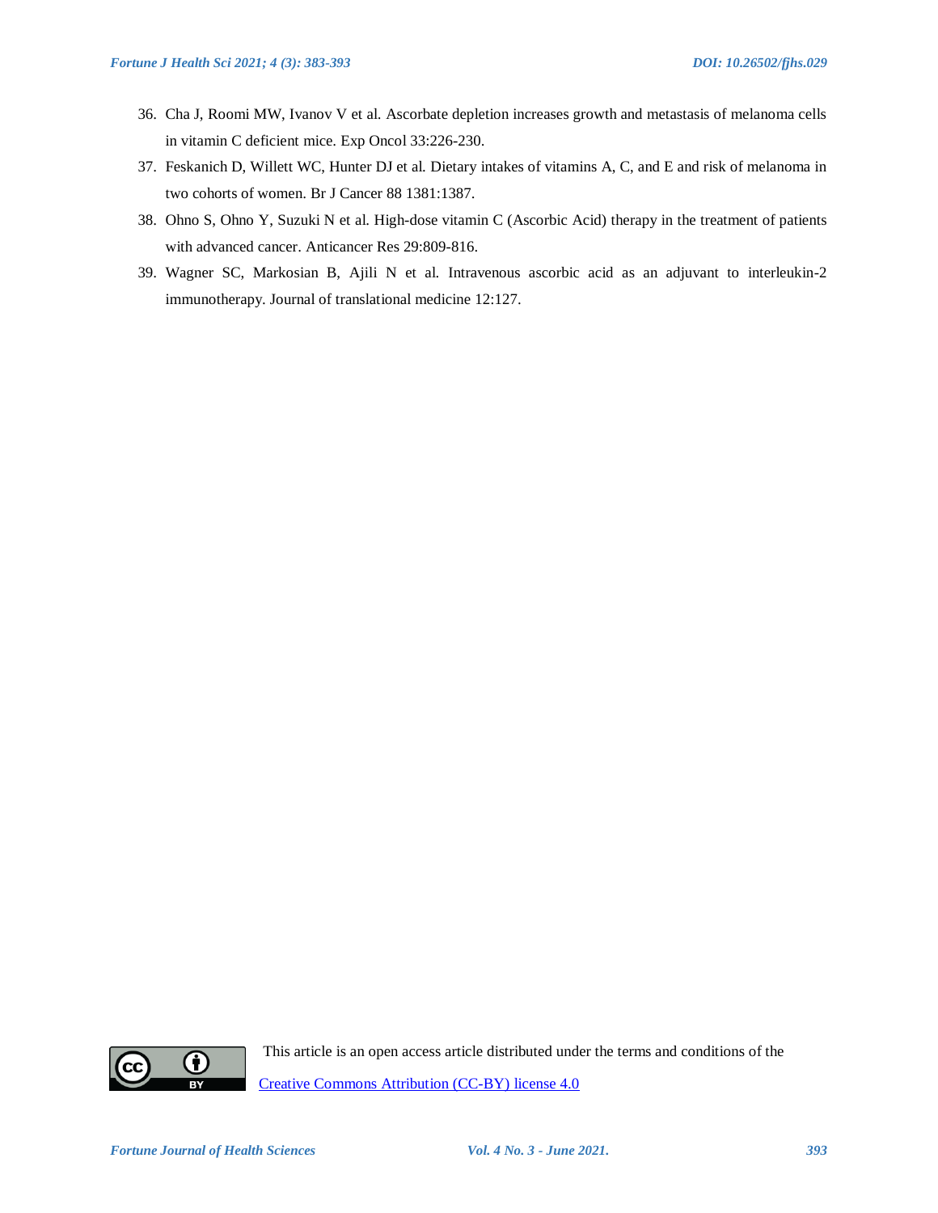36. Cha J, Roomi MW, Ivanov V et al. Ascorbate depletion increases growth and metastasis of melanoma cells in vitamin C deficient mice. Exp Oncol 33:226-230.
37. Feskanich D, Willett WC, Hunter DJ et al. Dietary intakes of vitamins A, C, and E and risk of melanoma in two cohorts of women. Br J Cancer 88 1381:1387.
38. Ohno S, Ohno Y, Suzuki N et al. High-dose vitamin C (Ascorbic Acid) therapy in the treatment of patients with advanced cancer. Anticancer Res 29:809-816.
39. Wagner SC, Markosian B, Ajili N et al. Intravenous ascorbic acid as an adjuvant to interleukin-2 immunotherapy. Journal of translational medicine 12:127.

This article is an open access article distributed under the terms and conditions of the Creative Commons Attribution (CC-BY) license 4.0